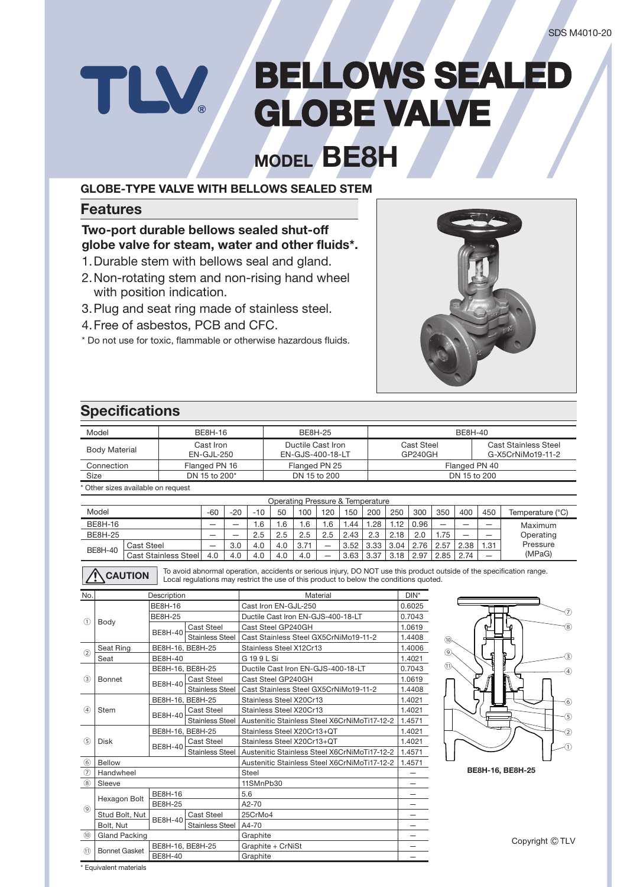SDS M4010-20

# BELLOWS SEALED GLOBE VALVE

## MODEL BE8H

### GLOBE-TYPE VALVE WITH BELLOWS SEALED STEM

## Features

**Two-port durable bellows sealed shut-off globe valve for steam, water and other fluids*.**

1. Durable stem with bellows seal and gland.
2. Non-rotating stem and non-rising hand wheel with position indication.
3. Plug and seat ring made of stainless steel.
4. Free of asbestos, PCB and CFC.

* Do not use for toxic, flammable or otherwise hazardous fluids.

## Specifications

| Model | BE8H-16 | BE8H-25 | BE8H-40 | |
|---|---|---|---|---|
| Body Material | Cast Iron EN-GJL-250 | Ductile Cast Iron EN-GJS-400-18-LT | Cast Steel GP240GH | Cast Stainless Steel G-X5CrNiMo19-11-2 |
| Connection | Flanged PN 16 | Flanged PN 25 | Flanged PN 40 | |
| Size | DN 15 to 200* | DN 15 to 200 | DN 15 to 200 | |

* Other sizes available on request

| Model | | -60 | -20 | -10 | 50 | 100 | 120 | 150 | 200 | 250 | 300 | 350 | 400 | 450 | Temperature (°C) |
|---|---|---|---|---|---|---|---|---|---|---|---|---|---|---|---|
| BE8H-16 | | — | — | 1.6 | 1.6 | 1.6 | 1.6 | 1.44 | 1.28 | 1.12 | 0.96 | — | — | — | Maximum Operating Pressure (MPaG) |
| BE8H-25 | | — | — | 2.5 | 2.5 | 2.5 | 2.5 | 2.43 | 2.3 | 2.18 | 2.0 | 1.75 | — | — | |
| BE8H-40 | Cast Steel | — | 3.0 | 4.0 | 4.0 | 3.71 | — | 3.52 | 3.33 | 3.04 | 2.76 | 2.57 | 2.38 | 1.31 | |
| | Cast Stainless Steel | 4.0 | 4.0 | 4.0 | 4.0 | 4.0 | — | 3.63 | 3.37 | 3.18 | 2.97 | 2.85 | 2.74 | — | |

Operating Pressure & Temperature

**CAUTION** To avoid abnormal operation, accidents or serious injury, DO NOT use this product outside of the specification range. Local regulations may restrict the use of this product to below the conditions quoted.

| No. | Description | | | Material | DIN* |
|---|---|---|---|---|---|
| ① | Body | BE8H-16 | | Cast Iron EN-GJL-250 | 0.6025 |
| | | BE8H-25 | | Ductile Cast Iron EN-GJS-400-18-LT | 0.7043 |
| | | BE8H-40 | Cast Steel | Cast Steel GP240GH | 1.0619 |
| | | | Stainless Steel | Cast Stainless Steel GX5CrNiMo19-11-2 | 1.4408 |
| ② | Seat Ring | BE8H-16, BE8H-25 | | Stainless Steel X12Cr13 | 1.4006 |
| | Seat | BE8H-40 | | G 19 9 L Si | 1.4021 |
| ③ | Bonnet | BE8H-16, BE8H-25 | | Ductile Cast Iron EN-GJS-400-18-LT | 0.7043 |
| | | BE8H-40 | Cast Steel | Cast Steel GP240GH | 1.0619 |
| | | | Stainless Steel | Cast Stainless Steel GX5CrNiMo19-11-2 | 1.4408 |
| ④ | Stem | BE8H-16, BE8H-25 | | Stainless Steel X20Cr13 | 1.4021 |
| | | BE8H-40 | Cast Steel | Stainless Steel X20Cr13 | 1.4021 |
| | | | Stainless Steel | Austenitic Stainless Steel X6CrNiMoTi17-12-2 | 1.4571 |
| ⑤ | Disk | BE8H-16, BE8H-25 | | Stainless Steel X20Cr13+QT | 1.4021 |
| | | BE8H-40 | Cast Steel | Stainless Steel X20Cr13+QT | 1.4021 |
| | | | Stainless Steel | Austenitic Stainless Steel X6CrNiMoTi17-12-2 | 1.4571 |
| ⑥ | Bellow | | | Austenitic Stainless Steel X6CrNiMoTi17-12-2 | 1.4571 |
| ⑦ | Handwheel | | | Steel | — |
| ⑧ | Sleeve | | | 11SMnPb30 | — |
| ⑨ | Hexagon Bolt | BE8H-16 | | 5.6 | — |
| | | BE8H-25 | | A2-70 | — |
| | Stud Bolt, Nut | BE8H-40 | Cast Steel | 25CrMo4 | — |
| | Bolt, Nut | | Stainless Steel | A4-70 | — |
| ⑩ | Gland Packing | | | Graphite | — |
| ⑪ | Bonnet Gasket | BE8H-16, BE8H-25 | | Graphite + CrNiSt | — |
| | | BE8H-40 | | Graphite | — |

* Equivalent materials

BE8H-16, BE8H-25

Copyright © TLV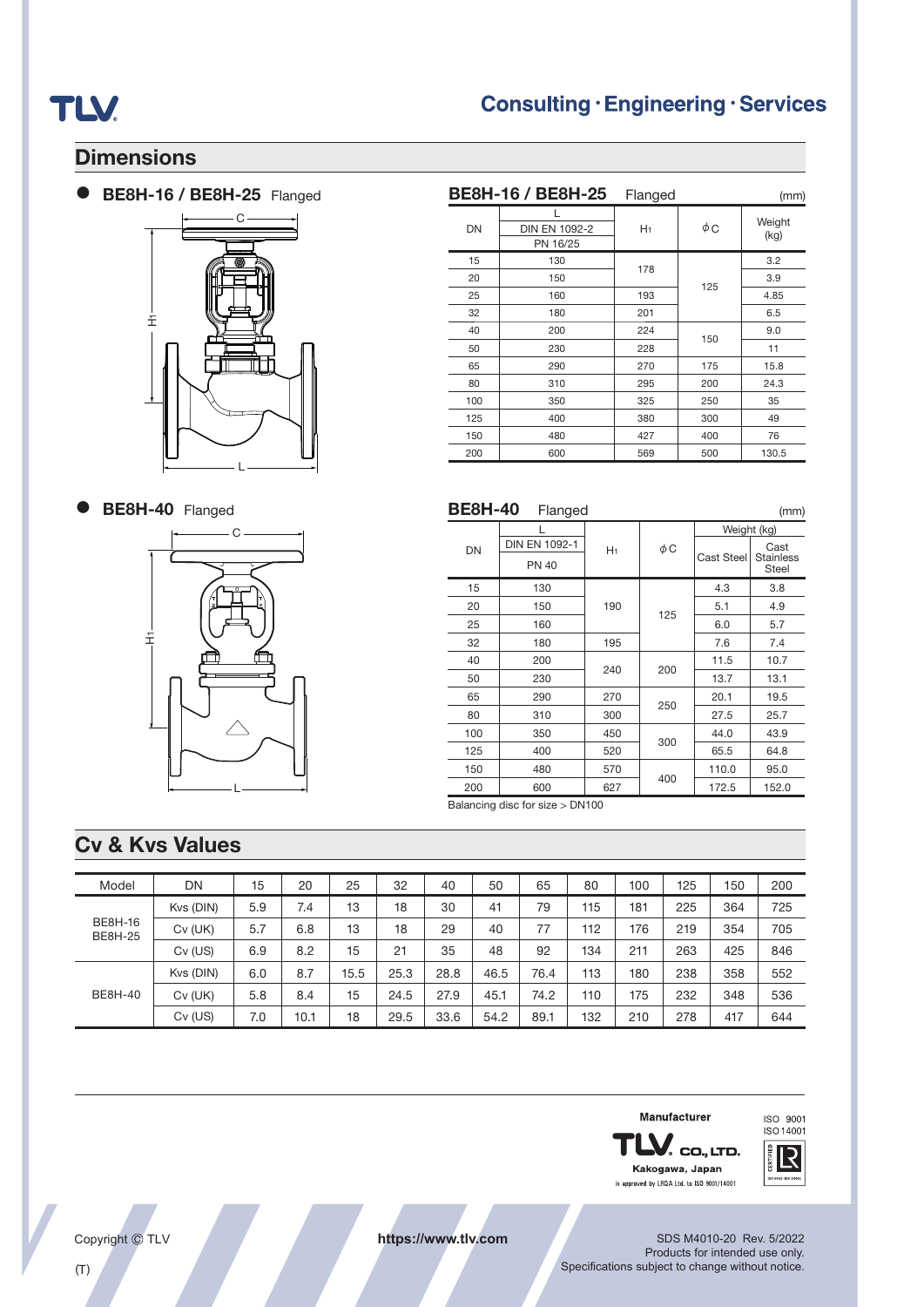## Dimensions

- **BE8H-16 / BE8H-25** Flanged

C

H1

L

**BE8H-16 / BE8H-25** Flanged (mm)

| DN | L DIN EN 1092-2 PN 16/25 | $H_1$ | $\phi C$ | Weight (kg) |
|---|---|---|---|---|
| 15 | 130 | 178 | 125 | 3.2 |
| 20 | 150 | | | 3.9 |
| 25 | 160 | 193 | | 4.85 |
| 32 | 180 | 201 | | 6.5 |
| 40 | 200 | 224 | 150 | 9.0 |
| 50 | 230 | 228 | | 11 |
| 65 | 290 | 270 | 175 | 15.8 |
| 80 | 310 | 295 | 200 | 24.3 |
| 100 | 350 | 325 | 250 | 35 |
| 125 | 400 | 380 | 300 | 49 |
| 150 | 480 | 427 | 400 | 76 |
| 200 | 600 | 569 | 500 | 130.5 |

- **BE8H-40** Flanged

C

H1

L

**BE8H-40** Flanged (mm)

| DN | L DIN EN 1092-1 PN 40 | $H_1$ | $\phi C$ | Weight (kg) | |
|---|---|---|---|---|---|
| | | | | Cast Steel | Cast Stainless Steel |
| 15 | 130 | 190 | 125 | 4.3 | 3.8 |
| 20 | 150 | | | 5.1 | 4.9 |
| 25 | 160 | | | 6.0 | 5.7 |
| 32 | 180 | 195 | | 7.6 | 7.4 |
| 40 | 200 | 240 | 200 | 11.5 | 10.7 |
| 50 | 230 | | | 13.7 | 13.1 |
| 65 | 290 | 270 | 250 | 20.1 | 19.5 |
| 80 | 310 | 300 | | 27.5 | 25.7 |
| 100 | 350 | 450 | 300 | 44.0 | 43.9 |
| 125 | 400 | 520 | | 65.5 | 64.8 |
| 150 | 480 | 570 | 400 | 110.0 | 95.0 |
| 200 | 600 | 627 | | 172.5 | 152.0 |

Balancing disc for size > DN100

## Cv & Kvs Values

| Model | DN | 15 | 20 | 25 | 32 | 40 | 50 | 65 | 80 | 100 | 125 | 150 | 200 |
|---|---|---|---|---|---|---|---|---|---|---|---|---|---|
| BE8H-16 BE8H-25 | Kvs (DIN) | 5.9 | 7.4 | 13 | 18 | 30 | 41 | 79 | 115 | 181 | 225 | 364 | 725 |
| | Cv (UK) | 5.7 | 6.8 | 13 | 18 | 29 | 40 | 77 | 112 | 176 | 219 | 354 | 705 |
| | Cv (US) | 6.9 | 8.2 | 15 | 21 | 35 | 48 | 92 | 134 | 211 | 263 | 425 | 846 |
| BE8H-40 | Kvs (DIN) | 6.0 | 8.7 | 15.5 | 25.3 | 28.8 | 46.5 | 76.4 | 113 | 180 | 238 | 358 | 552 |
| | Cv (UK) | 5.8 | 8.4 | 15 | 24.5 | 27.9 | 45.1 | 74.2 | 110 | 175 | 232 | 348 | 536 |
| | Cv (US) | 7.0 | 10.1 | 18 | 29.5 | 33.6 | 54.2 | 89.1 | 132 | 210 | 278 | 417 | 644 |

Manufacturer

TLV. CO., LTD.
Kakogawa, Japan
is approved by LRQA Ltd. to ISO 9001/14001

ISO 9001
ISO 14001

Copyright © TLV

https://www.tlv.com

SDS M4010-20 Rev. 5/2022
Products for intended use only.
Specifications subject to change without notice.

(T)